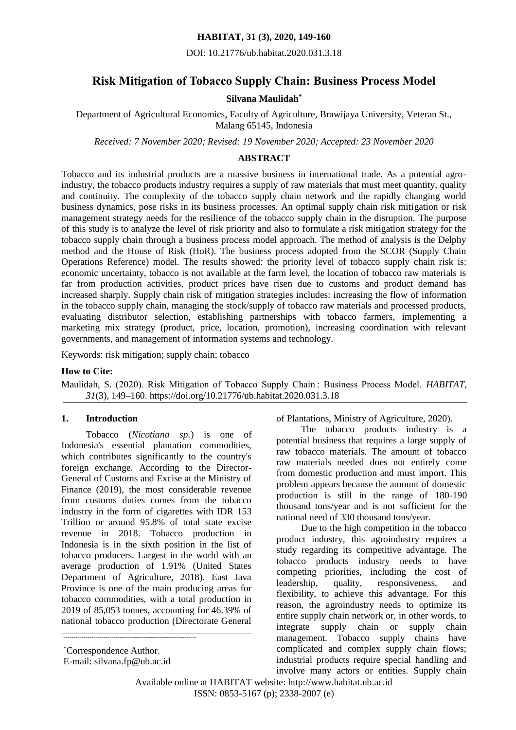HABITAT, 31 (3), 2020, 149-160

DOI: 10.21776/ub.habitat.2020.031.3.18

# Risk Mitigation of Tobacco Supply Chain: Business Process Model

**Silvana Maulidah***

Department of Agricultural Economics, Faculty of Agriculture, Brawijaya University, Veteran St., Malang 65145, Indonesia

*Received: 7 November 2020; Revised: 19 November 2020; Accepted: 23 November 2020*

## ABSTRACT

Tobacco and its industrial products are a massive business in international trade. As a potential agro-industry, the tobacco products industry requires a supply of raw materials that must meet quantity, quality and continuity. The complexity of the tobacco supply chain network and the rapidly changing world business dynamics, pose risks in its business processes. An optimal supply chain risk mitigation or risk management strategy needs for the resilience of the tobacco supply chain in the disruption. The purpose of this study is to analyze the level of risk priority and also to formulate a risk mitigation strategy for the tobacco supply chain through a business process model approach. The method of analysis is the Delphy method and the House of Risk (HoR). The business process adopted from the SCOR (Supply Chain Operations Reference) model. The results showed: the priority level of tobacco supply chain risk is: economic uncertainty, tobacco is not available at the farm level, the location of tobacco raw materials is far from production activities, product prices have risen due to customs and product demand has increased sharply. Supply chain risk of mitigation strategies includes: increasing the flow of information in the tobacco supply chain, managing the stock/supply of tobacco raw materials and processed products, evaluating distributor selection, establishing partnerships with tobacco farmers, implementing a marketing mix strategy (product, price, location, promotion), increasing coordination with relevant governments, and management of information systems and technology.

Keywords: risk mitigation; supply chain; tobacco

**How to Cite:**

Maulidah, S. (2020). Risk Mitigation of Tobacco Supply Chain : Business Process Model. *HABITAT*, *31*(3), 149–160. https://doi.org/10.21776/ub.habitat.2020.031.3.18

## 1. Introduction

Tobacco (*Nicotiana sp.*) is one of Indonesia's essential plantation commodities, which contributes significantly to the country's foreign exchange. According to the Director-General of Customs and Excise at the Ministry of Finance (2019), the most considerable revenue from customs duties comes from the tobacco industry in the form of cigarettes with IDR 153 Trillion or around 95.8% of total state excise revenue in 2018. Tobacco production in Indonesia is in the sixth position in the list of tobacco producers. Largest in the world with an average production of 1.91% (United States Department of Agriculture, 2018). East Java Province is one of the main producing areas for tobacco commodities, with a total production in 2019 of 85,053 tonnes, accounting for 46.39% of national tobacco production (Directorate General of Plantations, Ministry of Agriculture, 2020).

The tobacco products industry is a potential business that requires a large supply of raw tobacco materials. The amount of tobacco raw materials needed does not entirely come from domestic production and must import. This problem appears because the amount of domestic production is still in the range of 180-190 thousand tons/year and is not sufficient for the national need of 330 thousand tons/year.

Due to the high competition in the tobacco product industry, this agroindustry requires a study regarding its competitive advantage. The tobacco products industry needs to have competing priorities, including the cost of leadership, quality, responsiveness, and flexibility, to achieve this advantage. For this reason, the agroindustry needs to optimize its entire supply chain network or, in other words, to integrate supply chain or supply chain management. Tobacco supply chains have complicated and complex supply chain flows; industrial products require special handling and involve many actors or entities. Supply chain

*Correspondence Author.
E-mail: silvana.fp@ub.ac.id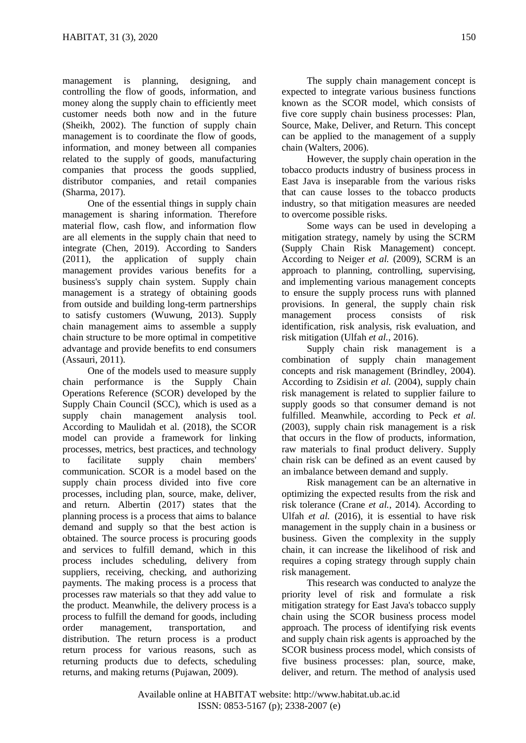management is planning, designing, and controlling the flow of goods, information, and money along the supply chain to efficiently meet customer needs both now and in the future (Sheikh, 2002). The function of supply chain management is to coordinate the flow of goods, information, and money between all companies related to the supply of goods, manufacturing companies that process the goods supplied, distributor companies, and retail companies (Sharma, 2017).

One of the essential things in supply chain management is sharing information. Therefore material flow, cash flow, and information flow are all elements in the supply chain that need to integrate (Chen, 2019). According to Sanders (2011), the application of supply chain management provides various benefits for a business's supply chain system. Supply chain management is a strategy of obtaining goods from outside and building long-term partnerships to satisfy customers (Wuwung, 2013). Supply chain management aims to assemble a supply chain structure to be more optimal in competitive advantage and provide benefits to end consumers (Assauri, 2011).

One of the models used to measure supply chain performance is the Supply Chain Operations Reference (SCOR) developed by the Supply Chain Council (SCC), which is used as a supply chain management analysis tool. According to Maulidah et al. (2018), the SCOR model can provide a framework for linking processes, metrics, best practices, and technology to facilitate supply chain members' communication. SCOR is a model based on the supply chain process divided into five core processes, including plan, source, make, deliver, and return. Albertin (2017) states that the planning process is a process that aims to balance demand and supply so that the best action is obtained. The source process is procuring goods and services to fulfill demand, which in this process includes scheduling, delivery from suppliers, receiving, checking, and authorizing payments. The making process is a process that processes raw materials so that they add value to the product. Meanwhile, the delivery process is a process to fulfill the demand for goods, including order management, transportation, and distribution. The return process is a product return process for various reasons, such as returning products due to defects, scheduling returns, and making returns (Pujawan, 2009).

The supply chain management concept is expected to integrate various business functions known as the SCOR model, which consists of five core supply chain business processes: Plan, Source, Make, Deliver, and Return. This concept can be applied to the management of a supply chain (Walters, 2006).

However, the supply chain operation in the tobacco products industry of business process in East Java is inseparable from the various risks that can cause losses to the tobacco products industry, so that mitigation measures are needed to overcome possible risks.

Some ways can be used in developing a mitigation strategy, namely by using the SCRM (Supply Chain Risk Management) concept. According to Neiger *et al.* (2009), SCRM is an approach to planning, controlling, supervising, and implementing various management concepts to ensure the supply process runs with planned provisions. In general, the supply chain risk management process consists of risk identification, risk analysis, risk evaluation, and risk mitigation (Ulfah *et al.*, 2016).

Supply chain risk management is a combination of supply chain management concepts and risk management (Brindley, 2004). According to Zsidisin *et al.* (2004), supply chain risk management is related to supplier failure to supply goods so that consumer demand is not fulfilled. Meanwhile, according to Peck *et al.* (2003), supply chain risk management is a risk that occurs in the flow of products, information, raw materials to final product delivery. Supply chain risk can be defined as an event caused by an imbalance between demand and supply.

Risk management can be an alternative in optimizing the expected results from the risk and risk tolerance (Crane *et al.*, 2014). According to Ulfah *et al.* (2016), it is essential to have risk management in the supply chain in a business or business. Given the complexity in the supply chain, it can increase the likelihood of risk and requires a coping strategy through supply chain risk management.

This research was conducted to analyze the priority level of risk and formulate a risk mitigation strategy for East Java's tobacco supply chain using the SCOR business process model approach. The process of identifying risk events and supply chain risk agents is approached by the SCOR business process model, which consists of five business processes: plan, source, make, deliver, and return. The method of analysis used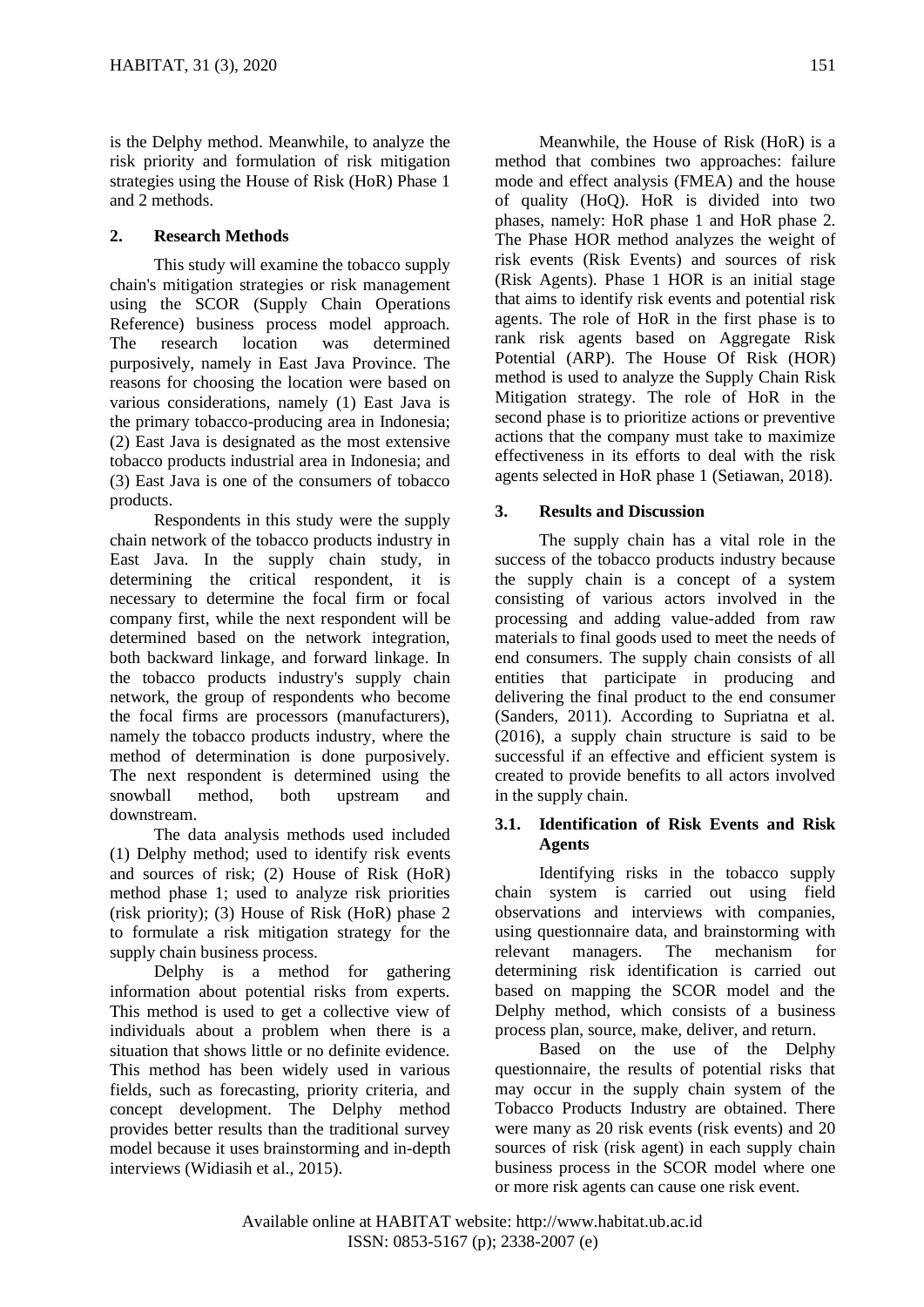is the Delphy method. Meanwhile, to analyze the risk priority and formulation of risk mitigation strategies using the House of Risk (HoR) Phase 1 and 2 methods.

## 2. Research Methods

This study will examine the tobacco supply chain's mitigation strategies or risk management using the SCOR (Supply Chain Operations Reference) business process model approach. The research location was determined purposively, namely in East Java Province. The reasons for choosing the location were based on various considerations, namely (1) East Java is the primary tobacco-producing area in Indonesia; (2) East Java is designated as the most extensive tobacco products industrial area in Indonesia; and (3) East Java is one of the consumers of tobacco products.

Respondents in this study were the supply chain network of the tobacco products industry in East Java. In the supply chain study, in determining the critical respondent, it is necessary to determine the focal firm or focal company first, while the next respondent will be determined based on the network integration, both backward linkage, and forward linkage. In the tobacco products industry's supply chain network, the group of respondents who become the focal firms are processors (manufacturers), namely the tobacco products industry, where the method of determination is done purposively. The next respondent is determined using the snowball method, both upstream and downstream.

The data analysis methods used included (1) Delphy method; used to identify risk events and sources of risk; (2) House of Risk (HoR) method phase 1; used to analyze risk priorities (risk priority); (3) House of Risk (HoR) phase 2 to formulate a risk mitigation strategy for the supply chain business process.

Delphy is a method for gathering information about potential risks from experts. This method is used to get a collective view of individuals about a problem when there is a situation that shows little or no definite evidence. This method has been widely used in various fields, such as forecasting, priority criteria, and concept development. The Delphy method provides better results than the traditional survey model because it uses brainstorming and in-depth interviews (Widiasih et al., 2015).

Meanwhile, the House of Risk (HoR) is a method that combines two approaches: failure mode and effect analysis (FMEA) and the house of quality (HoQ). HoR is divided into two phases, namely: HoR phase 1 and HoR phase 2. The Phase HOR method analyzes the weight of risk events (Risk Events) and sources of risk (Risk Agents). Phase 1 HOR is an initial stage that aims to identify risk events and potential risk agents. The role of HoR in the first phase is to rank risk agents based on Aggregate Risk Potential (ARP). The House Of Risk (HOR) method is used to analyze the Supply Chain Risk Mitigation strategy. The role of HoR in the second phase is to prioritize actions or preventive actions that the company must take to maximize effectiveness in its efforts to deal with the risk agents selected in HoR phase 1 (Setiawan, 2018).

## 3. Results and Discussion

The supply chain has a vital role in the success of the tobacco products industry because the supply chain is a concept of a system consisting of various actors involved in the processing and adding value-added from raw materials to final goods used to meet the needs of end consumers. The supply chain consists of all entities that participate in producing and delivering the final product to the end consumer (Sanders, 2011). According to Supriatna et al. (2016), a supply chain structure is said to be successful if an effective and efficient system is created to provide benefits to all actors involved in the supply chain.

### 3.1. Identification of Risk Events and Risk Agents

Identifying risks in the tobacco supply chain system is carried out using field observations and interviews with companies, using questionnaire data, and brainstorming with relevant managers. The mechanism for determining risk identification is carried out based on mapping the SCOR model and the Delphy method, which consists of a business process plan, source, make, deliver, and return.

Based on the use of the Delphy questionnaire, the results of potential risks that may occur in the supply chain system of the Tobacco Products Industry are obtained. There were many as 20 risk events (risk events) and 20 sources of risk (risk agent) in each supply chain business process in the SCOR model where one or more risk agents can cause one risk event.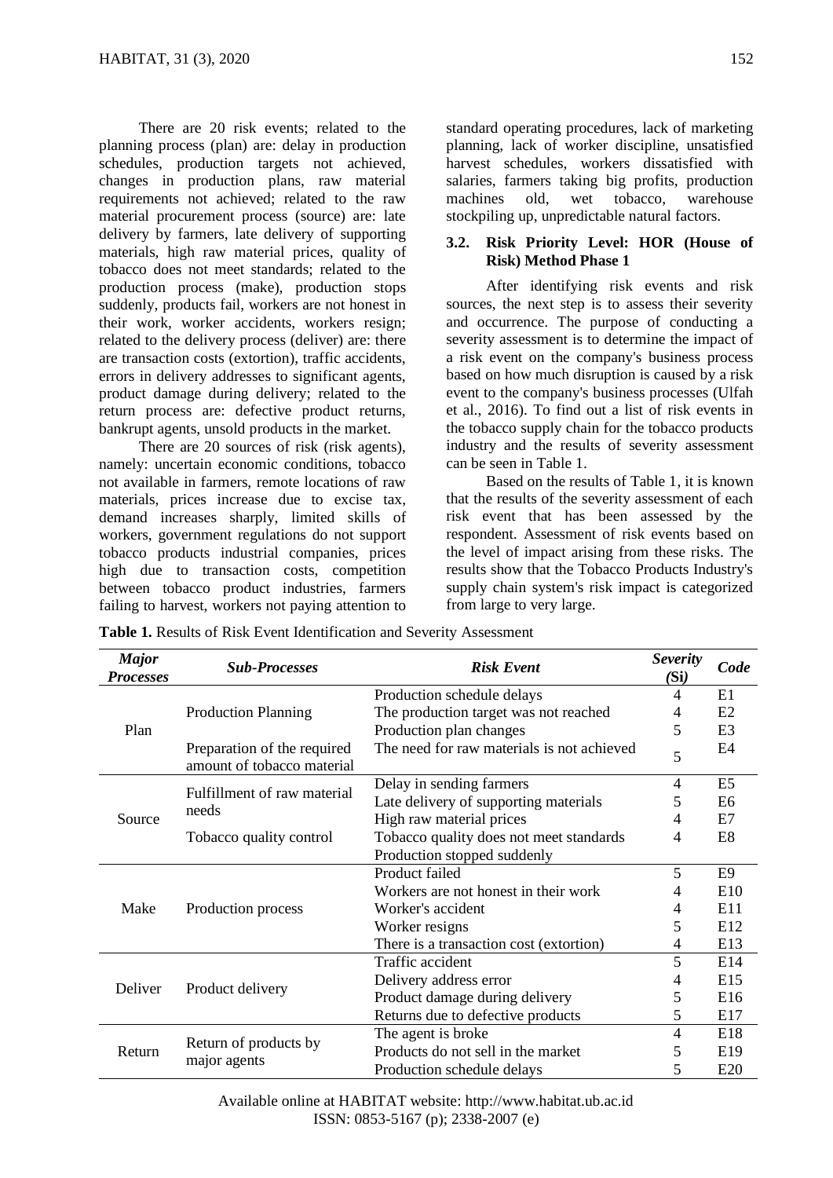There are 20 risk events; related to the planning process (plan) are: delay in production schedules, production targets not achieved, changes in production plans, raw material requirements not achieved; related to the raw material procurement process (source) are: late delivery by farmers, late delivery of supporting materials, high raw material prices, quality of tobacco does not meet standards; related to the production process (make), production stops suddenly, products fail, workers are not honest in their work, worker accidents, workers resign; related to the delivery process (deliver) are: there are transaction costs (extortion), traffic accidents, errors in delivery addresses to significant agents, product damage during delivery; related to the return process are: defective product returns, bankrupt agents, unsold products in the market.

There are 20 sources of risk (risk agents), namely: uncertain economic conditions, tobacco not available in farmers, remote locations of raw materials, prices increase due to excise tax, demand increases sharply, limited skills of workers, government regulations do not support tobacco products industrial companies, prices high due to transaction costs, competition between tobacco product industries, farmers failing to harvest, workers not paying attention to standard operating procedures, lack of marketing planning, lack of worker discipline, unsatisfied harvest schedules, workers dissatisfied with salaries, farmers taking big profits, production machines old, wet tobacco, warehouse stockpiling up, unpredictable natural factors.

### 3.2. Risk Priority Level: HOR (House of Risk) Method Phase 1

After identifying risk events and risk sources, the next step is to assess their severity and occurrence. The purpose of conducting a severity assessment is to determine the impact of a risk event on the company's business process based on how much disruption is caused by a risk event to the company's business processes (Ulfah et al., 2016). To find out a list of risk events in the tobacco supply chain for the tobacco products industry and the results of severity assessment can be seen in Table 1.

Based on the results of Table 1, it is known that the results of the severity assessment of each risk event that has been assessed by the respondent. Assessment of risk events based on the level of impact arising from these risks. The results show that the Tobacco Products Industry's supply chain system's risk impact is categorized from large to very large.

**Table 1.** Results of Risk Event Identification and Severity Assessment

| *Major Processes* | *Sub-Processes* | *Risk Event* | *Severity (Si)* | *Code* |
|---|---|---|---|---|
| Plan | Production Planning | Production schedule delays | 4 | E1 |
| | | The production target was not reached | 4 | E2 |
| | | Production plan changes | 5 | E3 |
| | Preparation of the required amount of tobacco material | The need for raw materials is not achieved | 5 | E4 |
| Source | Fulfillment of raw material needs | Delay in sending farmers | 4 | E5 |
| | | Late delivery of supporting materials | 5 | E6 |
| | | High raw material prices | 4 | E7 |
| | Tobacco quality control | Tobacco quality does not meet standards | 4 | E8 |
| | | Production stopped suddenly | | |
| Make | Production process | Product failed | 5 | E9 |
| | | Workers are not honest in their work | 4 | E10 |
| | | Worker's accident | 4 | E11 |
| | | Worker resigns | 5 | E12 |
| | | There is a transaction cost (extortion) | 4 | E13 |
| Deliver | Product delivery | Traffic accident | 5 | E14 |
| | | Delivery address error | 4 | E15 |
| | | Product damage during delivery | 5 | E16 |
| | | Returns due to defective products | 5 | E17 |
| Return | Return of products by major agents | The agent is broke | 4 | E18 |
| | | Products do not sell in the market | 5 | E19 |
| | | Production schedule delays | 5 | E20 |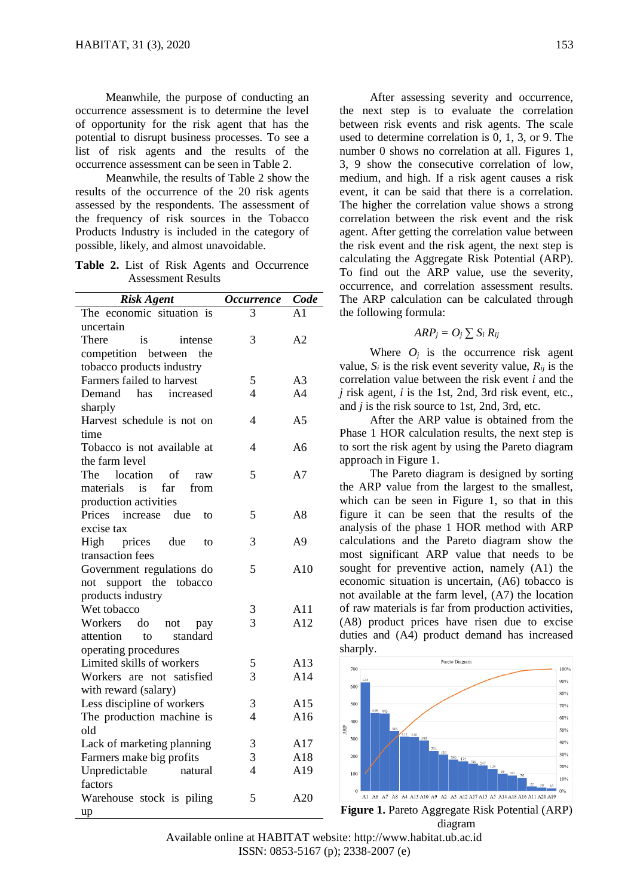Meanwhile, the purpose of conducting an occurrence assessment is to determine the level of opportunity for the risk agent that has the potential to disrupt business processes. To see a list of risk agents and the results of the occurrence assessment can be seen in Table 2.

Meanwhile, the results of Table 2 show the results of the occurrence of the 20 risk agents assessed by the respondents. The assessment of the frequency of risk sources in the Tobacco Products Industry is included in the category of possible, likely, and almost unavoidable.

**Table 2.** List of Risk Agents and Occurrence Assessment Results

| *Risk Agent* | *Occurrence* | *Code* |
|---|---|---|
| The economic situation is uncertain | 3 | A1 |
| There is intense competition between the tobacco products industry | 3 | A2 |
| Farmers failed to harvest | 5 | A3 |
| Demand has increased sharply | 4 | A4 |
| Harvest schedule is not on time | 4 | A5 |
| Tobacco is not available at the farm level | 4 | A6 |
| The location of raw materials is far from production activities | 5 | A7 |
| Prices increase due to excise tax | 5 | A8 |
| High prices due to transaction fees | 3 | A9 |
| Government regulations do not support the tobacco products industry | 5 | A10 |
| Wet tobacco | 3 | A11 |
| Workers do not pay attention to standard operating procedures | 3 | A12 |
| Limited skills of workers | 5 | A13 |
| Workers are not satisfied with reward (salary) | 3 | A14 |
| Less discipline of workers | 3 | A15 |
| The production machine is old | 4 | A16 |
| Lack of marketing planning | 3 | A17 |
| Farmers make big profits | 3 | A18 |
| Unpredictable natural factors | 4 | A19 |
| Warehouse stock is piling up | 5 | A20 |

After assessing severity and occurrence, the next step is to evaluate the correlation between risk events and risk agents. The scale used to determine correlation is 0, 1, 3, or 9. The number 0 shows no correlation at all. Figures 1, 3, 9 show the consecutive correlation of low, medium, and high. If a risk agent causes a risk event, it can be said that there is a correlation. The higher the correlation value shows a strong correlation between the risk event and the risk agent. After getting the correlation value between the risk event and the risk agent, the next step is calculating the Aggregate Risk Potential (ARP). To find out the ARP value, use the severity, occurrence, and correlation assessment results. The ARP calculation can be calculated through the following formula:

$$ARP_j = O_j \sum S_i R_{ij}$$

Where $O_j$ is the occurrence risk agent value, $S_i$ is the risk event severity value, $R_{ij}$ is the correlation value between the risk event $i$ and the $j$ risk agent, $i$ is the 1st, 2nd, 3rd risk event, etc., and $j$ is the risk source to 1st, 2nd, 3rd, etc.

After the ARP value is obtained from the Phase 1 HOR calculation results, the next step is to sort the risk agent by using the Pareto diagram approach in Figure 1.

The Pareto diagram is designed by sorting the ARP value from the largest to the smallest, which can be seen in Figure 1, so that in this figure it can be seen that the results of the analysis of the phase 1 HOR method with ARP calculations and the Pareto diagram show the most significant ARP value that needs to be sought for preventive action, namely (A1) the economic situation is uncertain, (A6) tobacco is not available at the farm level, (A7) the location of raw materials is far from production activities, (A8) product prices have risen due to excise duties and (A4) product demand has increased sharply.

**Figure 1.** Pareto Aggregate Risk Potential (ARP) diagram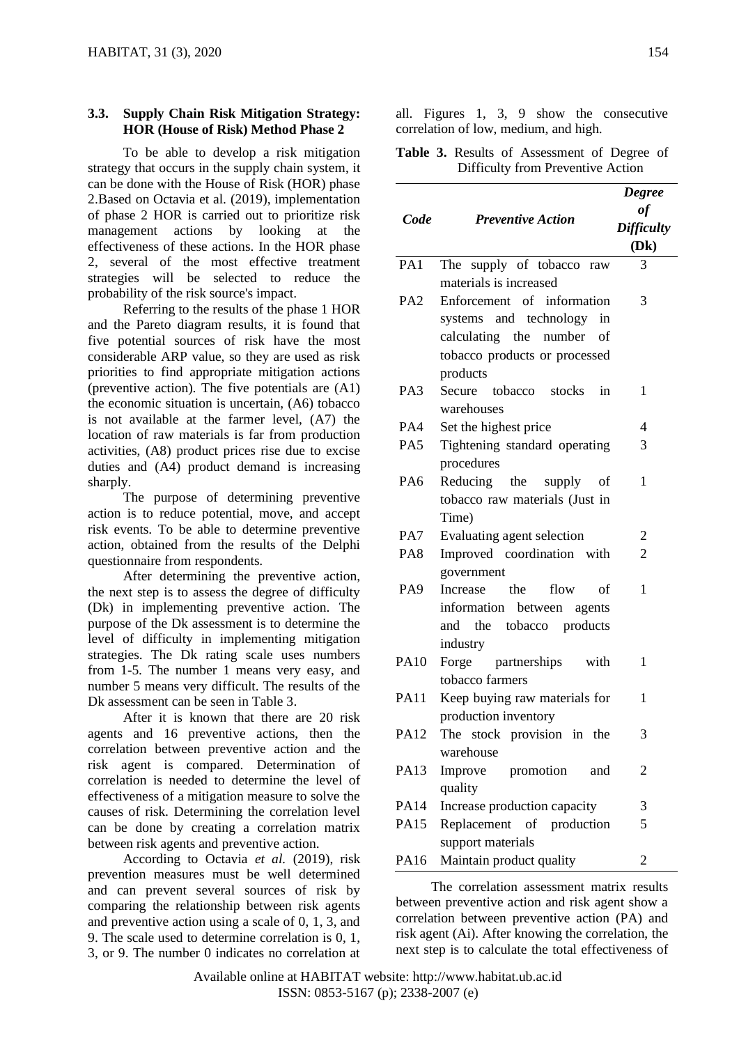### 3.3. Supply Chain Risk Mitigation Strategy: HOR (House of Risk) Method Phase 2

To be able to develop a risk mitigation strategy that occurs in the supply chain system, it can be done with the House of Risk (HOR) phase 2.Based on Octavia et al. (2019), implementation of phase 2 HOR is carried out to prioritize risk management actions by looking at the effectiveness of these actions. In the HOR phase 2, several of the most effective treatment strategies will be selected to reduce the probability of the risk source's impact.

Referring to the results of the phase 1 HOR and the Pareto diagram results, it is found that five potential sources of risk have the most considerable ARP value, so they are used as risk priorities to find appropriate mitigation actions (preventive action). The five potentials are (A1) the economic situation is uncertain, (A6) tobacco is not available at the farmer level, (A7) the location of raw materials is far from production activities, (A8) product prices rise due to excise duties and (A4) product demand is increasing sharply.

The purpose of determining preventive action is to reduce potential, move, and accept risk events. To be able to determine preventive action, obtained from the results of the Delphi questionnaire from respondents.

After determining the preventive action, the next step is to assess the degree of difficulty (Dk) in implementing preventive action. The purpose of the Dk assessment is to determine the level of difficulty in implementing mitigation strategies. The Dk rating scale uses numbers from 1-5. The number 1 means very easy, and number 5 means very difficult. The results of the Dk assessment can be seen in Table 3.

After it is known that there are 20 risk agents and 16 preventive actions, then the correlation between preventive action and the risk agent is compared. Determination of correlation is needed to determine the level of effectiveness of a mitigation measure to solve the causes of risk. Determining the correlation level can be done by creating a correlation matrix between risk agents and preventive action.

According to Octavia *et al.* (2019), risk prevention measures must be well determined and can prevent several sources of risk by comparing the relationship between risk agents and preventive action using a scale of 0, 1, 3, and 9. The scale used to determine correlation is 0, 1, 3, or 9. The number 0 indicates no correlation at all. Figures 1, 3, 9 show the consecutive correlation of low, medium, and high.

**Table 3.** Results of Assessment of Degree of Difficulty from Preventive Action

| *Code* | *Preventive Action* | *Degree of Difficulty* (Dk) |
|---|---|---|
| PA1 | The supply of tobacco raw materials is increased | 3 |
| PA2 | Enforcement of information systems and technology in calculating the number of tobacco products or processed products | 3 |
| PA3 | Secure tobacco stocks in warehouses | 1 |
| PA4 | Set the highest price | 4 |
| PA5 | Tightening standard operating procedures | 3 |
| PA6 | Reducing the supply of tobacco raw materials (Just in Time) | 1 |
| PA7 | Evaluating agent selection | 2 |
| PA8 | Improved coordination with government | 2 |
| PA9 | Increase the flow of information between agents and the tobacco products industry | 1 |
| PA10 | Forge partnerships with tobacco farmers | 1 |
| PA11 | Keep buying raw materials for production inventory | 1 |
| PA12 | The stock provision in the warehouse | 3 |
| PA13 | Improve promotion and quality | 2 |
| PA14 | Increase production capacity | 3 |
| PA15 | Replacement of production support materials | 5 |
| PA16 | Maintain product quality | 2 |

The correlation assessment matrix results between preventive action and risk agent show a correlation between preventive action (PA) and risk agent (Ai). After knowing the correlation, the next step is to calculate the total effectiveness of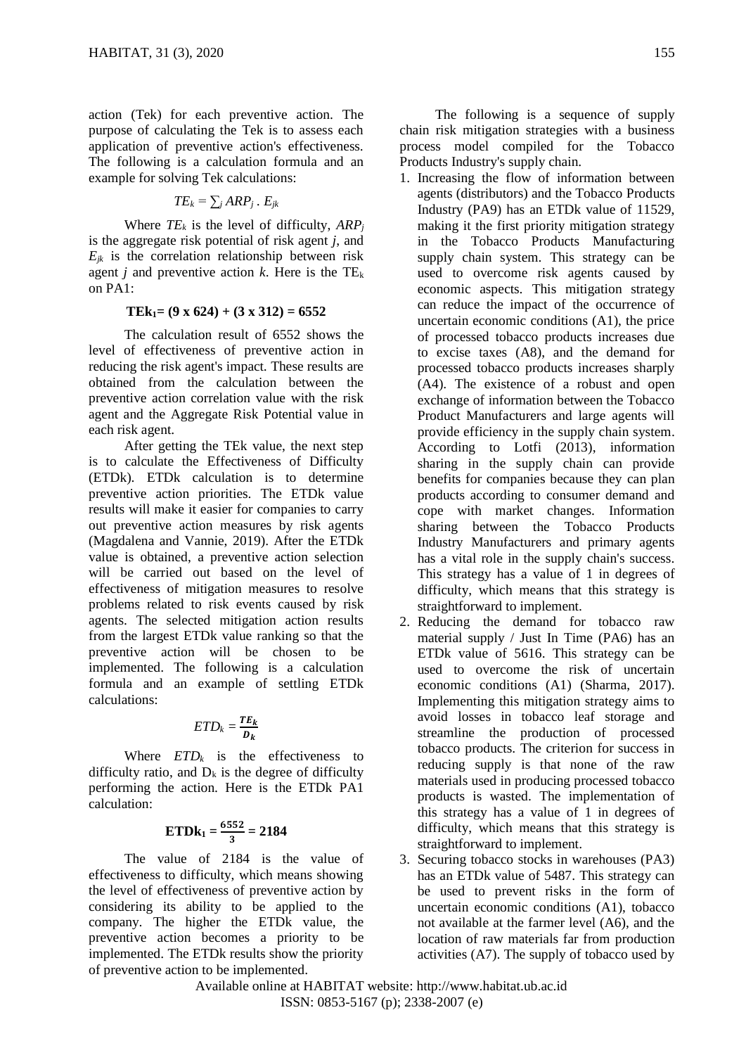action (Tek) for each preventive action. The purpose of calculating the Tek is to assess each application of preventive action's effectiveness. The following is a calculation formula and an example for solving Tek calculations:

$$TE_k = \sum_j ARP_j \, . \, E_{jk}$$

Where $TE_k$ is the level of difficulty, $ARP_j$ is the aggregate risk potential of risk agent $j$, and $E_{jk}$ is the correlation relationship between risk agent $j$ and preventive action $k$. Here is the $TE_k$ on PA1:

$$\mathbf{TEk_1 = (9 \times 624) + (3 \times 312) = 6552}$$

The calculation result of 6552 shows the level of effectiveness of preventive action in reducing the risk agent's impact. These results are obtained from the calculation between the preventive action correlation value with the risk agent and the Aggregate Risk Potential value in each risk agent.

After getting the TEk value, the next step is to calculate the Effectiveness of Difficulty (ETDk). ETDk calculation is to determine preventive action priorities. The ETDk value results will make it easier for companies to carry out preventive action measures by risk agents (Magdalena and Vannie, 2019). After the ETDk value is obtained, a preventive action selection will be carried out based on the level of effectiveness of mitigation measures to resolve problems related to risk events caused by risk agents. The selected mitigation action results from the largest ETDk value ranking so that the preventive action will be chosen to be implemented. The following is a calculation formula and an example of settling ETDk calculations:

$$ETD_k = \frac{TE_k}{D_k}$$

Where $ETD_k$ is the effectiveness to difficulty ratio, and $D_k$ is the degree of difficulty performing the action. Here is the ETDk PA1 calculation:

$$\mathbf{ETDk_1 = \frac{6552}{3} = 2184}$$

The value of 2184 is the value of effectiveness to difficulty, which means showing the level of effectiveness of preventive action by considering its ability to be applied to the company. The higher the ETDk value, the preventive action becomes a priority to be implemented. The ETDk results show the priority of preventive action to be implemented.

The following is a sequence of supply chain risk mitigation strategies with a business process model compiled for the Tobacco Products Industry's supply chain.

1. Increasing the flow of information between agents (distributors) and the Tobacco Products Industry (PA9) has an ETDk value of 11529, making it the first priority mitigation strategy in the Tobacco Products Manufacturing supply chain system. This strategy can be used to overcome risk agents caused by economic aspects. This mitigation strategy can reduce the impact of the occurrence of uncertain economic conditions (A1), the price of processed tobacco products increases due to excise taxes (A8), and the demand for processed tobacco products increases sharply (A4). The existence of a robust and open exchange of information between the Tobacco Product Manufacturers and large agents will provide efficiency in the supply chain system. According to Lotfi (2013), information sharing in the supply chain can provide benefits for companies because they can plan products according to consumer demand and cope with market changes. Information sharing between the Tobacco Products Industry Manufacturers and primary agents has a vital role in the supply chain's success. This strategy has a value of 1 in degrees of difficulty, which means that this strategy is straightforward to implement.
2. Reducing the demand for tobacco raw material supply / Just In Time (PA6) has an ETDk value of 5616. This strategy can be used to overcome the risk of uncertain economic conditions (A1) (Sharma, 2017). Implementing this mitigation strategy aims to avoid losses in tobacco leaf storage and streamline the production of processed tobacco products. The criterion for success in reducing supply is that none of the raw materials used in producing processed tobacco products is wasted. The implementation of this strategy has a value of 1 in degrees of difficulty, which means that this strategy is straightforward to implement.
3. Securing tobacco stocks in warehouses (PA3) has an ETDk value of 5487. This strategy can be used to prevent risks in the form of uncertain economic conditions (A1), tobacco not available at the farmer level (A6), and the location of raw materials far from production activities (A7). The supply of tobacco used by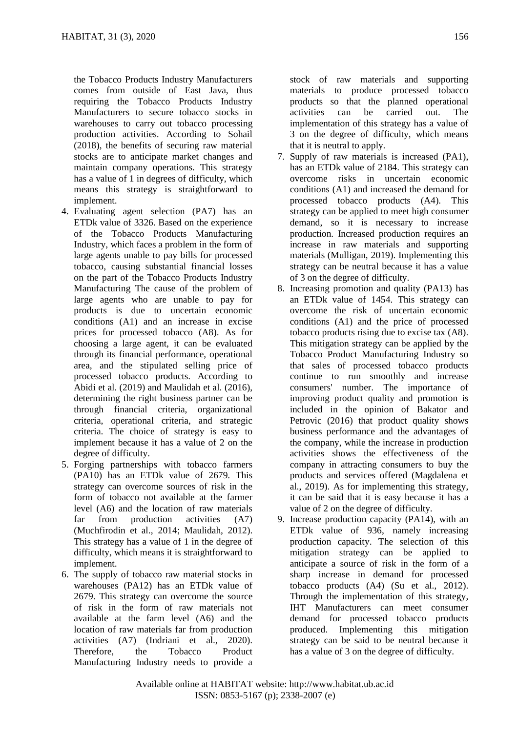the Tobacco Products Industry Manufacturers comes from outside of East Java, thus requiring the Tobacco Products Industry Manufacturers to secure tobacco stocks in warehouses to carry out tobacco processing production activities. According to Sohail (2018), the benefits of securing raw material stocks are to anticipate market changes and maintain company operations. This strategy has a value of 1 in degrees of difficulty, which means this strategy is straightforward to implement.

4. Evaluating agent selection (PA7) has an ETDk value of 3326. Based on the experience of the Tobacco Products Manufacturing Industry, which faces a problem in the form of large agents unable to pay bills for processed tobacco, causing substantial financial losses on the part of the Tobacco Products Industry Manufacturing The cause of the problem of large agents who are unable to pay for products is due to uncertain economic conditions (A1) and an increase in excise prices for processed tobacco (A8). As for choosing a large agent, it can be evaluated through its financial performance, operational area, and the stipulated selling price of processed tobacco products. According to Abidi et al. (2019) and Maulidah et al. (2016), determining the right business partner can be through financial criteria, organizational criteria, operational criteria, and strategic criteria. The choice of strategy is easy to implement because it has a value of 2 on the degree of difficulty.
5. Forging partnerships with tobacco farmers (PA10) has an ETDk value of 2679. This strategy can overcome sources of risk in the form of tobacco not available at the farmer level (A6) and the location of raw materials far from production activities (A7) (Muchfirodin et al., 2014; Maulidah, 2012). This strategy has a value of 1 in the degree of difficulty, which means it is straightforward to implement.
6. The supply of tobacco raw material stocks in warehouses (PA12) has an ETDk value of 2679. This strategy can overcome the source of risk in the form of raw materials not available at the farm level (A6) and the location of raw materials far from production activities (A7) (Indriani et al., 2020). Therefore, the Tobacco Product Manufacturing Industry needs to provide a stock of raw materials and supporting materials to produce processed tobacco products so that the planned operational activities can be carried out. The implementation of this strategy has a value of 3 on the degree of difficulty, which means that it is neutral to apply.
7. Supply of raw materials is increased (PA1), has an ETDk value of 2184. This strategy can overcome risks in uncertain economic conditions (A1) and increased the demand for processed tobacco products (A4). This strategy can be applied to meet high consumer demand, so it is necessary to increase production. Increased production requires an increase in raw materials and supporting materials (Mulligan, 2019). Implementing this strategy can be neutral because it has a value of 3 on the degree of difficulty.
8. Increasing promotion and quality (PA13) has an ETDk value of 1454. This strategy can overcome the risk of uncertain economic conditions (A1) and the price of processed tobacco products rising due to excise tax (A8). This mitigation strategy can be applied by the Tobacco Product Manufacturing Industry so that sales of processed tobacco products continue to run smoothly and increase consumers' number. The importance of improving product quality and promotion is included in the opinion of Bakator and Petrovic (2016) that product quality shows business performance and the advantages of the company, while the increase in production activities shows the effectiveness of the company in attracting consumers to buy the products and services offered (Magdalena et al., 2019). As for implementing this strategy, it can be said that it is easy because it has a value of 2 on the degree of difficulty.
9. Increase production capacity (PA14), with an ETDk value of 936, namely increasing production capacity. The selection of this mitigation strategy can be applied to anticipate a source of risk in the form of a sharp increase in demand for processed tobacco products (A4) (Su et al., 2012). Through the implementation of this strategy, IHT Manufacturers can meet consumer demand for processed tobacco products produced. Implementing this mitigation strategy can be said to be neutral because it has a value of 3 on the degree of difficulty.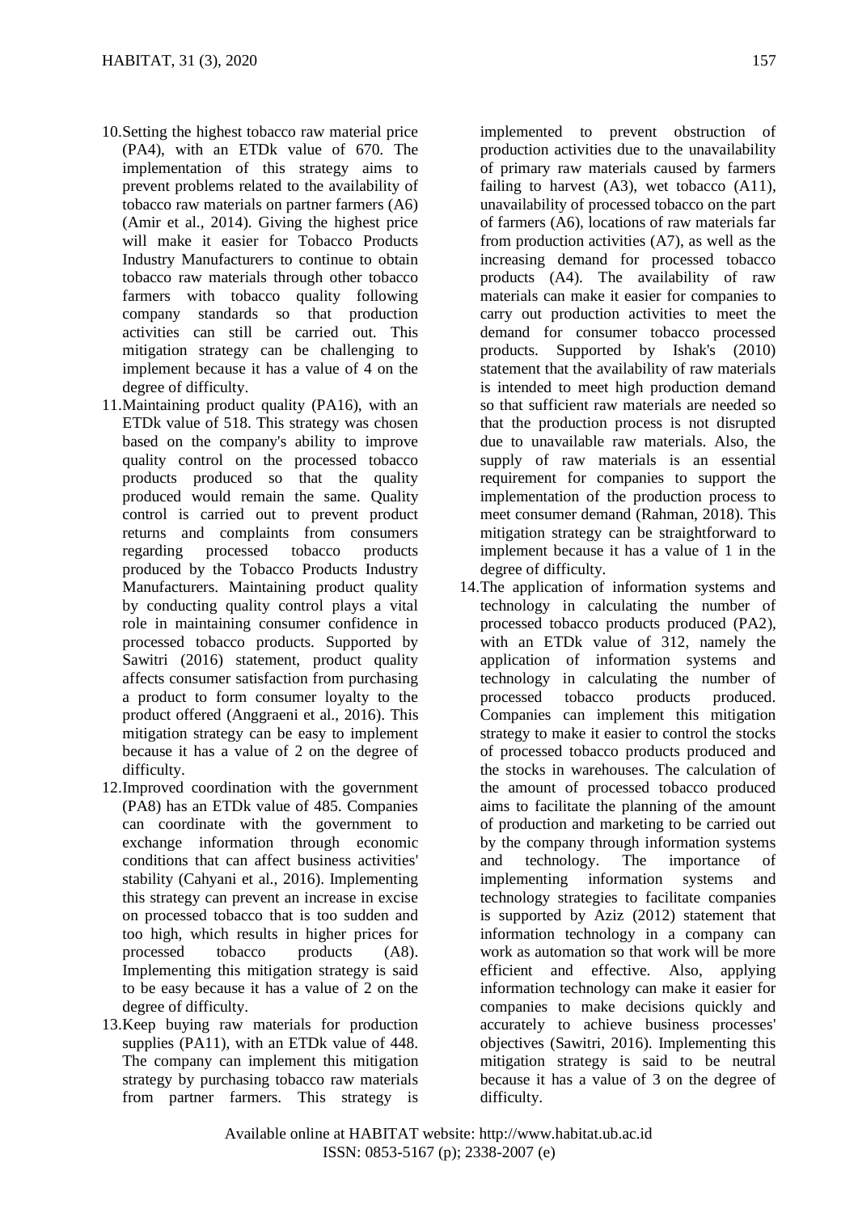10. Setting the highest tobacco raw material price (PA4), with an ETDk value of 670. The implementation of this strategy aims to prevent problems related to the availability of tobacco raw materials on partner farmers (A6) (Amir et al., 2014). Giving the highest price will make it easier for Tobacco Products Industry Manufacturers to continue to obtain tobacco raw materials through other tobacco farmers with tobacco quality following company standards so that production activities can still be carried out. This mitigation strategy can be challenging to implement because it has a value of 4 on the degree of difficulty.
11. Maintaining product quality (PA16), with an ETDk value of 518. This strategy was chosen based on the company's ability to improve quality control on the processed tobacco products produced so that the quality produced would remain the same. Quality control is carried out to prevent product returns and complaints from consumers regarding processed tobacco products produced by the Tobacco Products Industry Manufacturers. Maintaining product quality by conducting quality control plays a vital role in maintaining consumer confidence in processed tobacco products. Supported by Sawitri (2016) statement, product quality affects consumer satisfaction from purchasing a product to form consumer loyalty to the product offered (Anggraeni et al., 2016). This mitigation strategy can be easy to implement because it has a value of 2 on the degree of difficulty.
12. Improved coordination with the government (PA8) has an ETDk value of 485. Companies can coordinate with the government to exchange information through economic conditions that can affect business activities' stability (Cahyani et al., 2016). Implementing this strategy can prevent an increase in excise on processed tobacco that is too sudden and too high, which results in higher prices for processed tobacco products (A8). Implementing this mitigation strategy is said to be easy because it has a value of 2 on the degree of difficulty.
13. Keep buying raw materials for production supplies (PA11), with an ETDk value of 448. The company can implement this mitigation strategy by purchasing tobacco raw materials from partner farmers. This strategy is implemented to prevent obstruction of production activities due to the unavailability of primary raw materials caused by farmers failing to harvest (A3), wet tobacco (A11), unavailability of processed tobacco on the part of farmers (A6), locations of raw materials far from production activities (A7), as well as the increasing demand for processed tobacco products (A4). The availability of raw materials can make it easier for companies to carry out production activities to meet the demand for consumer tobacco processed products. Supported by Ishak's (2010) statement that the availability of raw materials is intended to meet high production demand so that sufficient raw materials are needed so that the production process is not disrupted due to unavailable raw materials. Also, the supply of raw materials is an essential requirement for companies to support the implementation of the production process to meet consumer demand (Rahman, 2018). This mitigation strategy can be straightforward to implement because it has a value of 1 in the degree of difficulty.
14. The application of information systems and technology in calculating the number of processed tobacco products produced (PA2), with an ETDk value of 312, namely the application of information systems and technology in calculating the number of processed tobacco products produced. Companies can implement this mitigation strategy to make it easier to control the stocks of processed tobacco products produced and the stocks in warehouses. The calculation of the amount of processed tobacco produced aims to facilitate the planning of the amount of production and marketing to be carried out by the company through information systems and technology. The importance of implementing information systems and technology strategies to facilitate companies is supported by Aziz (2012) statement that information technology in a company can work as automation so that work will be more efficient and effective. Also, applying information technology can make it easier for companies to make decisions quickly and accurately to achieve business processes' objectives (Sawitri, 2016). Implementing this mitigation strategy is said to be neutral because it has a value of 3 on the degree of difficulty.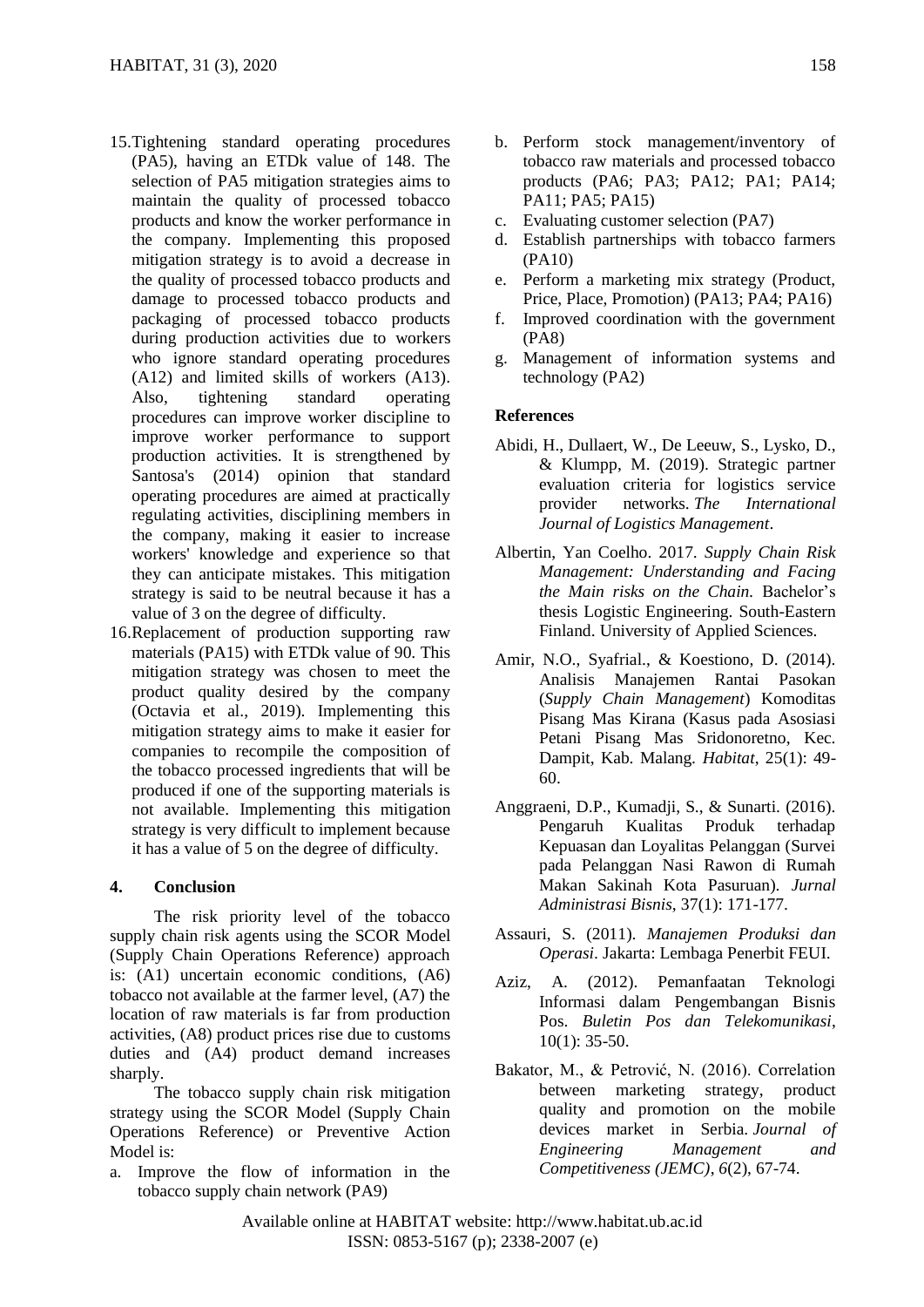15. Tightening standard operating procedures (PA5), having an ETDk value of 148. The selection of PA5 mitigation strategies aims to maintain the quality of processed tobacco products and know the worker performance in the company. Implementing this proposed mitigation strategy is to avoid a decrease in the quality of processed tobacco products and damage to processed tobacco products and packaging of processed tobacco products during production activities due to workers who ignore standard operating procedures (A12) and limited skills of workers (A13). Also, tightening standard operating procedures can improve worker discipline to improve worker performance to support production activities. It is strengthened by Santosa's (2014) opinion that standard operating procedures are aimed at practically regulating activities, disciplining members in the company, making it easier to increase workers' knowledge and experience so that they can anticipate mistakes. This mitigation strategy is said to be neutral because it has a value of 3 on the degree of difficulty.
16. Replacement of production supporting raw materials (PA15) with ETDk value of 90. This mitigation strategy was chosen to meet the product quality desired by the company (Octavia et al., 2019). Implementing this mitigation strategy aims to make it easier for companies to recompile the composition of the tobacco processed ingredients that will be produced if one of the supporting materials is not available. Implementing this mitigation strategy is very difficult to implement because it has a value of 5 on the degree of difficulty.

## 4. Conclusion

The risk priority level of the tobacco supply chain risk agents using the SCOR Model (Supply Chain Operations Reference) approach is: (A1) uncertain economic conditions, (A6) tobacco not available at the farmer level, (A7) the location of raw materials is far from production activities, (A8) product prices rise due to customs duties and (A4) product demand increases sharply.

The tobacco supply chain risk mitigation strategy using the SCOR Model (Supply Chain Operations Reference) or Preventive Action Model is:

a. Improve the flow of information in the tobacco supply chain network (PA9)
b. Perform stock management/inventory of tobacco raw materials and processed tobacco products (PA6; PA3; PA12; PA1; PA14; PA11; PA5; PA15)
c. Evaluating customer selection (PA7)
d. Establish partnerships with tobacco farmers (PA10)
e. Perform a marketing mix strategy (Product, Price, Place, Promotion) (PA13; PA4; PA16)
f. Improved coordination with the government (PA8)
g. Management of information systems and technology (PA2)

### References

Abidi, H., Dullaert, W., De Leeuw, S., Lysko, D., & Klumpp, M. (2019). Strategic partner evaluation criteria for logistics service provider networks. *The International Journal of Logistics Management*.

Albertin, Yan Coelho. 2017. *Supply Chain Risk Management: Understanding and Facing the Main risks on the Chain.* Bachelor's thesis Logistic Engineering. South-Eastern Finland. University of Applied Sciences.

Amir, N.O., Syafrial., & Koestiono, D. (2014). Analisis Manajemen Rantai Pasokan (*Supply Chain Management*) Komoditas Pisang Mas Kirana (Kasus pada Asosiasi Petani Pisang Mas Sridonoretno, Kec. Dampit, Kab. Malang. *Habitat*, 25(1): 49-60.

Anggraeni, D.P., Kumadji, S., & Sunarti. (2016). Pengaruh Kualitas Produk terhadap Kepuasan dan Loyalitas Pelanggan (Survei pada Pelanggan Nasi Rawon di Rumah Makan Sakinah Kota Pasuruan). *Jurnal Administrasi Bisnis*, 37(1): 171-177.

Assauri, S. (2011). *Manajemen Produksi dan Operasi*. Jakarta: Lembaga Penerbit FEUI.

Aziz, A. (2012). Pemanfaatan Teknologi Informasi dalam Pengembangan Bisnis Pos. *Buletin Pos dan Telekomunikasi*, 10(1): 35-50.

Bakator, M., & Petrović, N. (2016). Correlation between marketing strategy, product quality and promotion on the mobile devices market in Serbia. *Journal of Engineering Management and Competitiveness (JEMC)*, *6*(2), 67-74.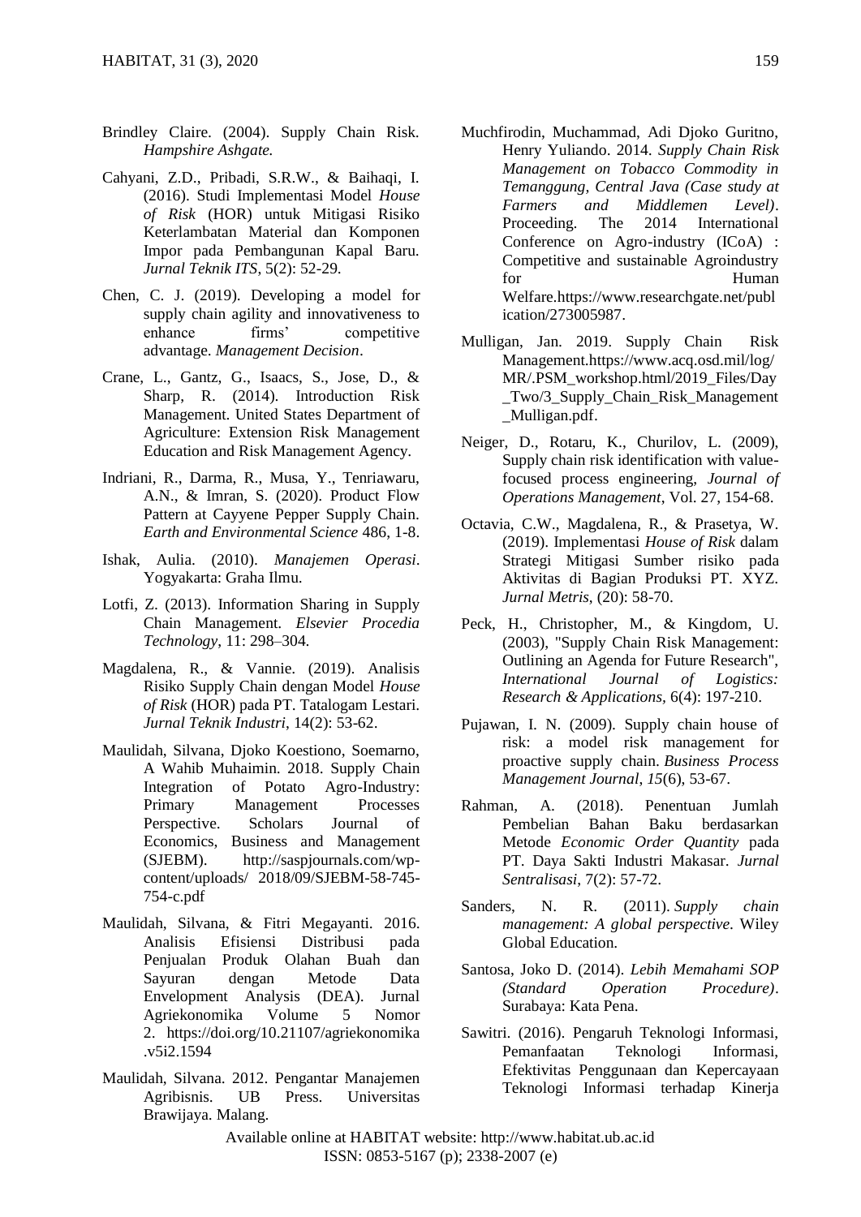Brindley Claire. (2004). Supply Chain Risk. *Hampshire Ashgate.*

Cahyani, Z.D., Pribadi, S.R.W., & Baihaqi, I. (2016). Studi Implementasi Model *House of Risk* (HOR) untuk Mitigasi Risiko Keterlambatan Material dan Komponen Impor pada Pembangunan Kapal Baru. *Jurnal Teknik ITS*, 5(2): 52-29.

Chen, C. J. (2019). Developing a model for supply chain agility and innovativeness to enhance firms' competitive advantage. *Management Decision*.

Crane, L., Gantz, G., Isaacs, S., Jose, D., & Sharp, R. (2014). Introduction Risk Management. United States Department of Agriculture: Extension Risk Management Education and Risk Management Agency.

Indriani, R., Darma, R., Musa, Y., Tenriawaru, A.N., & Imran, S. (2020). Product Flow Pattern at Cayyene Pepper Supply Chain. *Earth and Environmental Science* 486, 1-8.

Ishak, Aulia. (2010). *Manajemen Operasi*. Yogyakarta: Graha Ilmu.

Lotfi, Z. (2013). Information Sharing in Supply Chain Management. *Elsevier Procedia Technology*, 11: 298–304.

Magdalena, R., & Vannie. (2019). Analisis Risiko Supply Chain dengan Model *House of Risk* (HOR) pada PT. Tatalogam Lestari. *Jurnal Teknik Industri*, 14(2): 53-62.

Maulidah, Silvana, Djoko Koestiono, Soemarno, A Wahib Muhaimin. 2018. Supply Chain Integration of Potato Agro-Industry: Primary Management Processes Perspective. Scholars Journal of Economics, Business and Management (SJEBM). http://saspjournals.com/wp-content/uploads/ 2018/09/SJEBM-58-745-754-c.pdf

Maulidah, Silvana, & Fitri Megayanti. 2016. Analisis Efisiensi Distribusi pada Penjualan Produk Olahan Buah dan Sayuran dengan Metode Data Envelopment Analysis (DEA). Jurnal Agriekonomika Volume 5 Nomor 2. https://doi.org/10.21107/agriekonomika.v5i2.1594

Maulidah, Silvana. 2012. Pengantar Manajemen Agribisnis. UB Press. Universitas Brawijaya. Malang.

Muchfirodin, Muchammad, Adi Djoko Guritno, Henry Yuliando. 2014. *Supply Chain Risk Management on Tobacco Commodity in Temanggung, Central Java (Case study at Farmers and Middlemen Level)*. Proceeding. The 2014 International Conference on Agro-industry (ICoA) : Competitive and sustainable Agroindustry for Human Welfare.https://www.researchgate.net/publication/273005987.

Mulligan, Jan. 2019. Supply Chain Risk Management.https://www.acq.osd.mil/log/MR/.PSM_workshop.html/2019_Files/Day_Two/3_Supply_Chain_Risk_Management_Mulligan.pdf.

Neiger, D., Rotaru, K., Churilov, L. (2009), Supply chain risk identification with value-focused process engineering, *Journal of Operations Management*, Vol. 27, 154-68.

Octavia, C.W., Magdalena, R., & Prasetya, W. (2019). Implementasi *House of Risk* dalam Strategi Mitigasi Sumber risiko pada Aktivitas di Bagian Produksi PT. XYZ. *Jurnal Metris*, (20): 58-70.

Peck, H., Christopher, M., & Kingdom, U. (2003), "Supply Chain Risk Management: Outlining an Agenda for Future Research", *International Journal of Logistics: Research & Applications*, 6(4): 197-210.

Pujawan, I. N. (2009). Supply chain house of risk: a model risk management for proactive supply chain. *Business Process Management Journal*, *15*(6), 53-67.

Rahman, A. (2018). Penentuan Jumlah Pembelian Bahan Baku berdasarkan Metode *Economic Order Quantity* pada PT. Daya Sakti Industri Makasar. *Jurnal Sentralisasi*, 7(2): 57-72.

Sanders, N. R. (2011). *Supply chain management: A global perspective*. Wiley Global Education.

Santosa, Joko D. (2014). *Lebih Memahami SOP (Standard Operation Procedure)*. Surabaya: Kata Pena.

Sawitri. (2016). Pengaruh Teknologi Informasi, Pemanfaatan Teknologi Informasi, Efektivitas Penggunaan dan Kepercayaan Teknologi Informasi terhadap Kinerja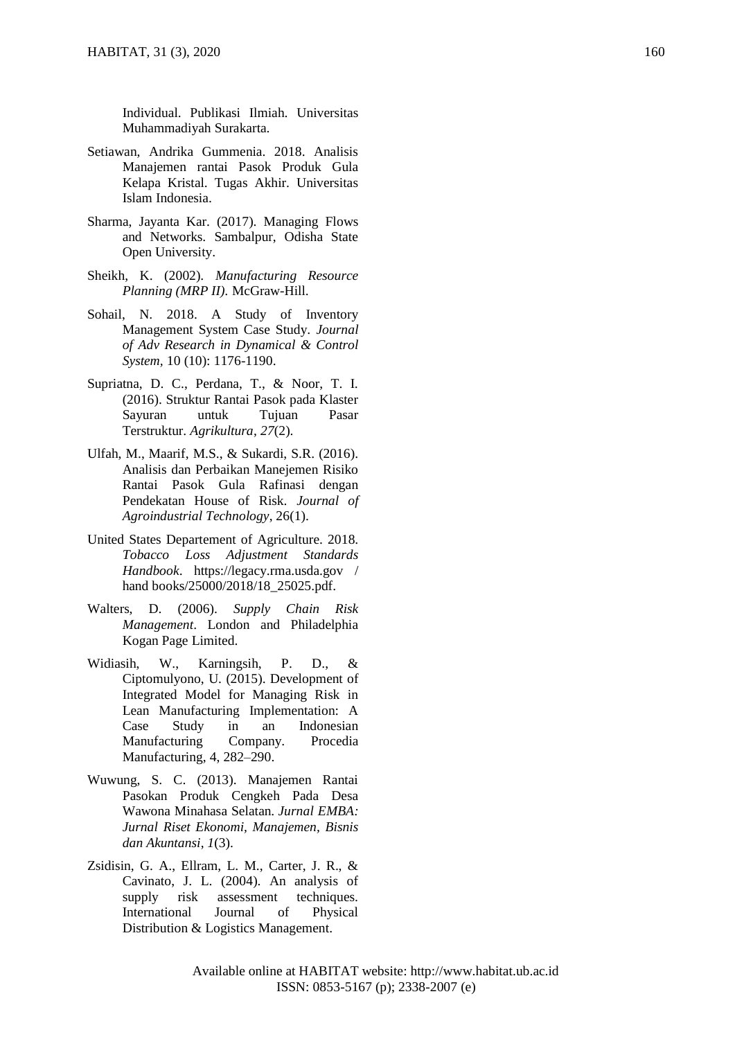Individual. Publikasi Ilmiah. Universitas Muhammadiyah Surakarta.

Setiawan, Andrika Gummenia. 2018. Analisis Manajemen rantai Pasok Produk Gula Kelapa Kristal. Tugas Akhir. Universitas Islam Indonesia.

Sharma, Jayanta Kar. (2017). Managing Flows and Networks. Sambalpur, Odisha State Open University.

Sheikh, K. (2002). *Manufacturing Resource Planning (MRP II)*. McGraw-Hill.

Sohail, N. 2018. A Study of Inventory Management System Case Study. *Journal of Adv Research in Dynamical & Control System*, 10 (10): 1176-1190.

Supriatna, D. C., Perdana, T., & Noor, T. I. (2016). Struktur Rantai Pasok pada Klaster Sayuran untuk Tujuan Pasar Terstruktur. *Agrikultura*, *27*(2).

Ulfah, M., Maarif, M.S., & Sukardi, S.R. (2016). Analisis dan Perbaikan Manejemen Risiko Rantai Pasok Gula Rafinasi dengan Pendekatan House of Risk. *Journal of Agroindustrial Technology*, 26(1).

United States Departement of Agriculture. 2018. *Tobacco Loss Adjustment Standards Handbook*. https://legacy.rma.usda.gov / hand books/25000/2018/18_25025.pdf.

Walters, D. (2006). *Supply Chain Risk Management*. London and Philadelphia Kogan Page Limited.

Widiasih, W., Karningsih, P. D., & Ciptomulyono, U. (2015). Development of Integrated Model for Managing Risk in Lean Manufacturing Implementation: A Case Study in an Indonesian Manufacturing Company. Procedia Manufacturing, 4, 282–290.

Wuwung, S. C. (2013). Manajemen Rantai Pasokan Produk Cengkeh Pada Desa Wawona Minahasa Selatan. *Jurnal EMBA: Jurnal Riset Ekonomi, Manajemen, Bisnis dan Akuntansi*, *1*(3).

Zsidisin, G. A., Ellram, L. M., Carter, J. R., & Cavinato, J. L. (2004). An analysis of supply risk assessment techniques. International Journal of Physical Distribution & Logistics Management.